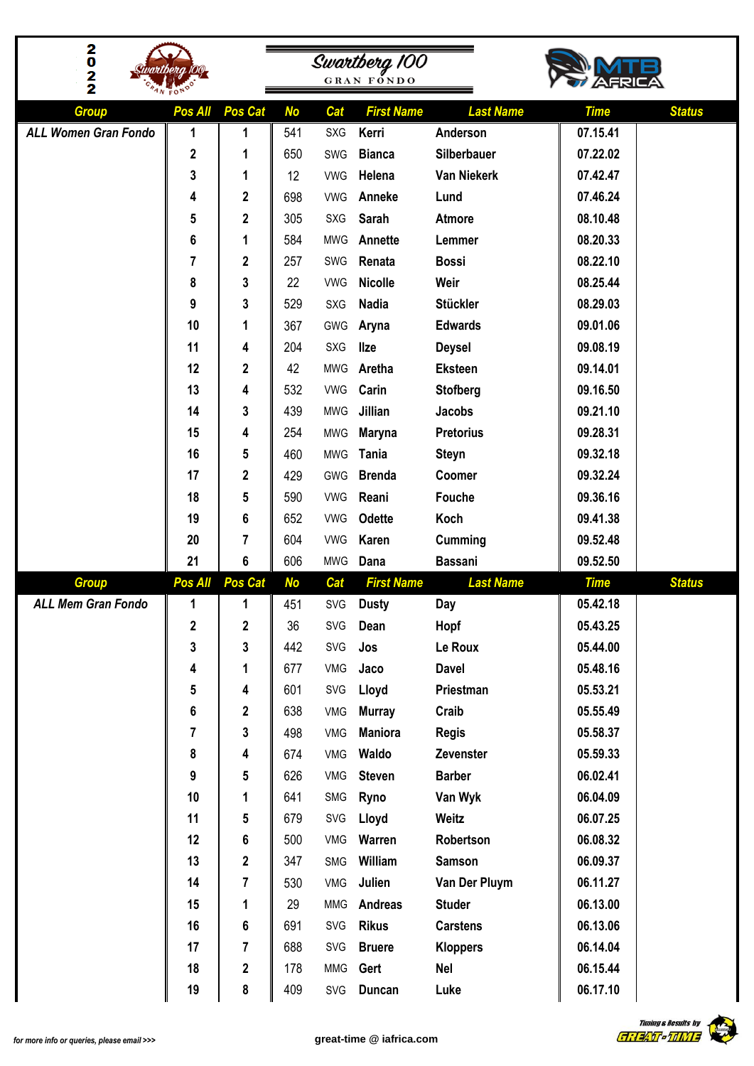# 2022 Swartberg 100 Gran Fondo

| Group | Pos All | Pos Cat | No | Cat | First Name | Last Name | Time | Status |
|---|---|---|---|---|---|---|---|---|
| ALL Women Gran Fondo | 1 | 1 | 541 | SXG | Kerri | Anderson | 07.15.41 | |
| | 2 | 1 | 650 | SWG | Bianca | Silberbauer | 07.22.02 | |
| | 3 | 1 | 12 | VWG | Helena | Van Niekerk | 07.42.47 | |
| | 4 | 2 | 698 | VWG | Anneke | Lund | 07.46.24 | |
| | 5 | 2 | 305 | SXG | Sarah | Atmore | 08.10.48 | |
| | 6 | 1 | 584 | MWG | Annette | Lemmer | 08.20.33 | |
| | 7 | 2 | 257 | SWG | Renata | Bossi | 08.22.10 | |
| | 8 | 3 | 22 | VWG | Nicolle | Weir | 08.25.44 | |
| | 9 | 3 | 529 | SXG | Nadia | Stückler | 08.29.03 | |
| | 10 | 1 | 367 | GWG | Aryna | Edwards | 09.01.06 | |
| | 11 | 4 | 204 | SXG | Ilze | Deysel | 09.08.19 | |
| | 12 | 2 | 42 | MWG | Aretha | Eksteen | 09.14.01 | |
| | 13 | 4 | 532 | VWG | Carin | Stofberg | 09.16.50 | |
| | 14 | 3 | 439 | MWG | Jillian | Jacobs | 09.21.10 | |
| | 15 | 4 | 254 | MWG | Maryna | Pretorius | 09.28.31 | |
| | 16 | 5 | 460 | MWG | Tania | Steyn | 09.32.18 | |
| | 17 | 2 | 429 | GWG | Brenda | Coomer | 09.32.24 | |
| | 18 | 5 | 590 | VWG | Reani | Fouche | 09.36.16 | |
| | 19 | 6 | 652 | VWG | Odette | Koch | 09.41.38 | |
| | 20 | 7 | 604 | VWG | Karen | Cumming | 09.52.48 | |
| | 21 | 6 | 606 | MWG | Dana | Bassani | 09.52.50 | |

| Group | Pos All | Pos Cat | No | Cat | First Name | Last Name | Time | Status |
|---|---|---|---|---|---|---|---|---|
| ALL Mem Gran Fondo | 1 | 1 | 451 | SVG | Dusty | Day | 05.42.18 | |
| | 2 | 2 | 36 | SVG | Dean | Hopf | 05.43.25 | |
| | 3 | 3 | 442 | SVG | Jos | Le Roux | 05.44.00 | |
| | 4 | 1 | 677 | VMG | Jaco | Davel | 05.48.16 | |
| | 5 | 4 | 601 | SVG | Lloyd | Priestman | 05.53.21 | |
| | 6 | 2 | 638 | VMG | Murray | Craib | 05.55.49 | |
| | 7 | 3 | 498 | VMG | Maniora | Regis | 05.58.37 | |
| | 8 | 4 | 674 | VMG | Waldo | Zevenster | 05.59.33 | |
| | 9 | 5 | 626 | VMG | Steven | Barber | 06.02.41 | |
| | 10 | 1 | 641 | SMG | Ryno | Van Wyk | 06.04.09 | |
| | 11 | 5 | 679 | SVG | Lloyd | Weitz | 06.07.25 | |
| | 12 | 6 | 500 | VMG | Warren | Robertson | 06.08.32 | |
| | 13 | 2 | 347 | SMG | William | Samson | 06.09.37 | |
| | 14 | 7 | 530 | VMG | Julien | Van Der Pluym | 06.11.27 | |
| | 15 | 1 | 29 | MMG | Andreas | Studer | 06.13.00 | |
| | 16 | 6 | 691 | SVG | Rikus | Carstens | 06.13.06 | |
| | 17 | 7 | 688 | SVG | Bruere | Kloppers | 06.14.04 | |
| | 18 | 2 | 178 | MMG | Gert | Nel | 06.15.44 | |
| | 19 | 8 | 409 | SVG | Duncan | Luke | 06.17.10 | |

for more info or queries, please email >>> great-time @ iafrica.com

Timing & Results by GREAT-TIME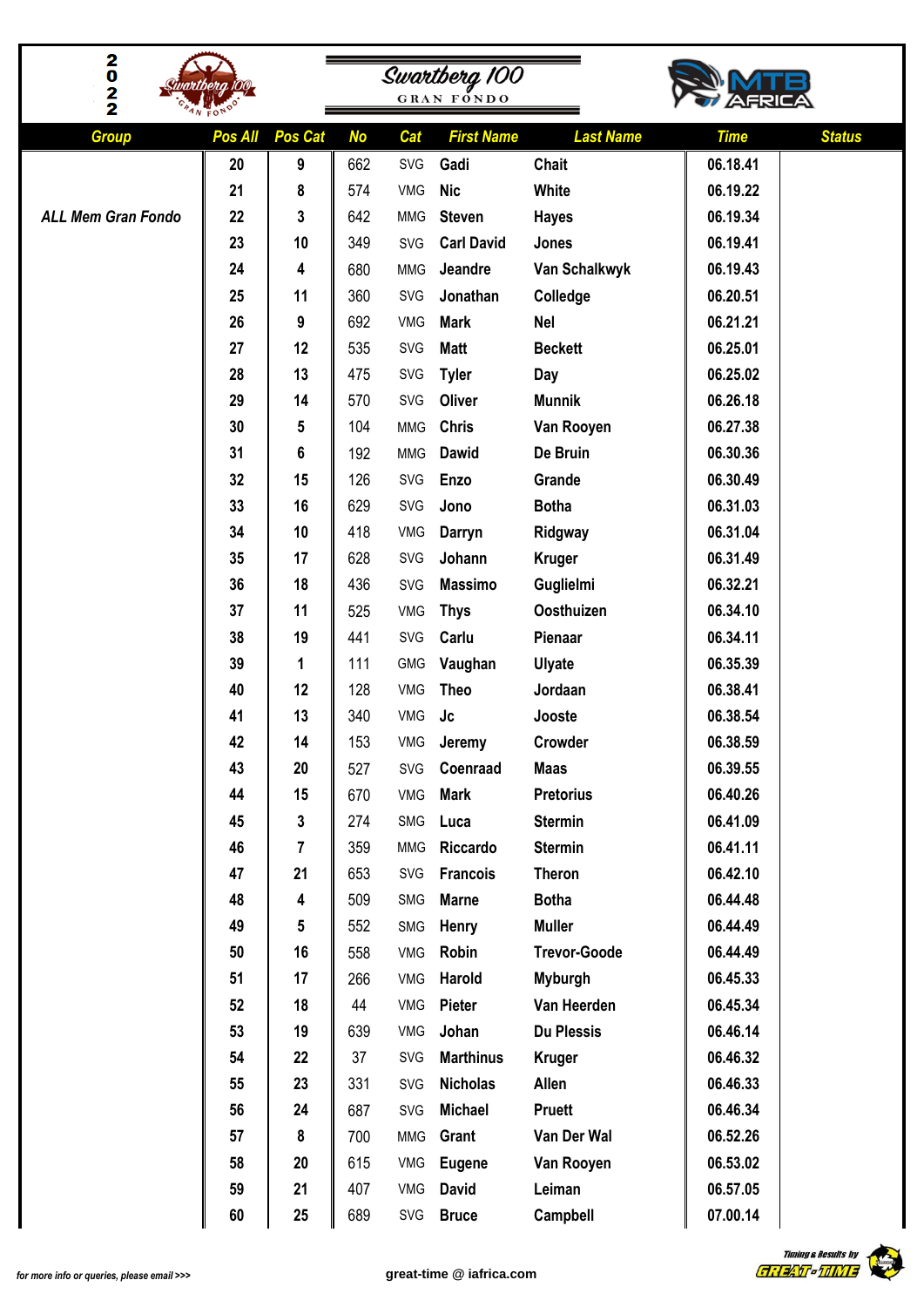# 2022 Swartberg 100 Gran Fondo

| Group | Pos All | Pos Cat | No | Cat | First Name | Last Name | Time | Status |
|---|---|---|---|---|---|---|---|---|
| ALL Mem Gran Fondo | 20 | 9 | 662 | SVG | Gadi | Chait | 06.18.41 | |
| | 21 | 8 | 574 | VMG | Nic | White | 06.19.22 | |
| | 22 | 3 | 642 | MMG | Steven | Hayes | 06.19.34 | |
| | 23 | 10 | 349 | SVG | Carl David | Jones | 06.19.41 | |
| | 24 | 4 | 680 | MMG | Jeandre | Van Schalkwyk | 06.19.43 | |
| | 25 | 11 | 360 | SVG | Jonathan | Colledge | 06.20.51 | |
| | 26 | 9 | 692 | VMG | Mark | Nel | 06.21.21 | |
| | 27 | 12 | 535 | SVG | Matt | Beckett | 06.25.01 | |
| | 28 | 13 | 475 | SVG | Tyler | Day | 06.25.02 | |
| | 29 | 14 | 570 | SVG | Oliver | Munnik | 06.26.18 | |
| | 30 | 5 | 104 | MMG | Chris | Van Rooyen | 06.27.38 | |
| | 31 | 6 | 192 | MMG | Dawid | De Bruin | 06.30.36 | |
| | 32 | 15 | 126 | SVG | Enzo | Grande | 06.30.49 | |
| | 33 | 16 | 629 | SVG | Jono | Botha | 06.31.03 | |
| | 34 | 10 | 418 | VMG | Darryn | Ridgway | 06.31.04 | |
| | 35 | 17 | 628 | SVG | Johann | Kruger | 06.31.49 | |
| | 36 | 18 | 436 | SVG | Massimo | Guglielmi | 06.32.21 | |
| | 37 | 11 | 525 | VMG | Thys | Oosthuizen | 06.34.10 | |
| | 38 | 19 | 441 | SVG | Carlu | Pienaar | 06.34.11 | |
| | 39 | 1 | 111 | GMG | Vaughan | Ulyate | 06.35.39 | |
| | 40 | 12 | 128 | VMG | Theo | Jordaan | 06.38.41 | |
| | 41 | 13 | 340 | VMG | Jc | Jooste | 06.38.54 | |
| | 42 | 14 | 153 | VMG | Jeremy | Crowder | 06.38.59 | |
| | 43 | 20 | 527 | SVG | Coenraad | Maas | 06.39.55 | |
| | 44 | 15 | 670 | VMG | Mark | Pretorius | 06.40.26 | |
| | 45 | 3 | 274 | SMG | Luca | Stermin | 06.41.09 | |
| | 46 | 7 | 359 | MMG | Riccardo | Stermin | 06.41.11 | |
| | 47 | 21 | 653 | SVG | Francois | Theron | 06.42.10 | |
| | 48 | 4 | 509 | SMG | Marne | Botha | 06.44.48 | |
| | 49 | 5 | 552 | SMG | Henry | Muller | 06.44.49 | |
| | 50 | 16 | 558 | VMG | Robin | Trevor-Goode | 06.44.49 | |
| | 51 | 17 | 266 | VMG | Harold | Myburgh | 06.45.33 | |
| | 52 | 18 | 44 | VMG | Pieter | Van Heerden | 06.45.34 | |
| | 53 | 19 | 639 | VMG | Johan | Du Plessis | 06.46.14 | |
| | 54 | 22 | 37 | SVG | Marthinus | Kruger | 06.46.32 | |
| | 55 | 23 | 331 | SVG | Nicholas | Allen | 06.46.33 | |
| | 56 | 24 | 687 | SVG | Michael | Pruett | 06.46.34 | |
| | 57 | 8 | 700 | MMG | Grant | Van Der Wal | 06.52.26 | |
| | 58 | 20 | 615 | VMG | Eugene | Van Rooyen | 06.53.02 | |
| | 59 | 21 | 407 | VMG | David | Leiman | 06.57.05 | |
| | 60 | 25 | 689 | SVG | Bruce | Campbell | 07.00.14 | |

for more info or queries, please email >>> great-time @ iafrica.com

Timing & Results by GREAT-TIME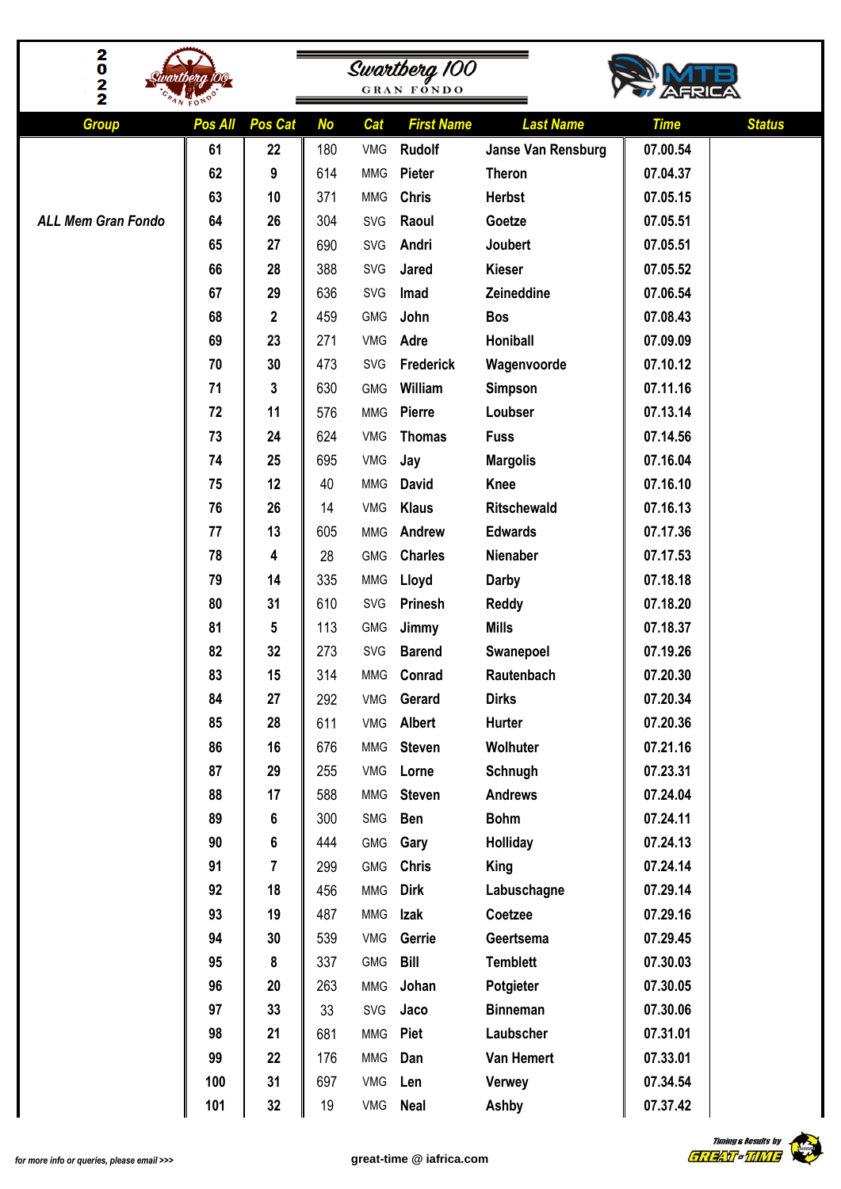# 2022 Swartberg 100 Gran Fondo

| Group | Pos All | Pos Cat | No | Cat | First Name | Last Name | Time | Status |
|---|---|---|---|---|---|---|---|---|
| | 61 | 22 | 180 | VMG | Rudolf | Janse Van Rensburg | 07.00.54 | |
| | 62 | 9 | 614 | MMG | Pieter | Theron | 07.04.37 | |
| | 63 | 10 | 371 | MMG | Chris | Herbst | 07.05.15 | |
| ALL Mem Gran Fondo | 64 | 26 | 304 | SVG | Raoul | Goetze | 07.05.51 | |
| | 65 | 27 | 690 | SVG | Andri | Joubert | 07.05.51 | |
| | 66 | 28 | 388 | SVG | Jared | Kieser | 07.05.52 | |
| | 67 | 29 | 636 | SVG | Imad | Zeineddine | 07.06.54 | |
| | 68 | 2 | 459 | GMG | John | Bos | 07.08.43 | |
| | 69 | 23 | 271 | VMG | Adre | Honiball | 07.09.09 | |
| | 70 | 30 | 473 | SVG | Frederick | Wagenvoorde | 07.10.12 | |
| | 71 | 3 | 630 | GMG | William | Simpson | 07.11.16 | |
| | 72 | 11 | 576 | MMG | Pierre | Loubser | 07.13.14 | |
| | 73 | 24 | 624 | VMG | Thomas | Fuss | 07.14.56 | |
| | 74 | 25 | 695 | VMG | Jay | Margolis | 07.16.04 | |
| | 75 | 12 | 40 | MMG | David | Knee | 07.16.10 | |
| | 76 | 26 | 14 | VMG | Klaus | Ritschewald | 07.16.13 | |
| | 77 | 13 | 605 | MMG | Andrew | Edwards | 07.17.36 | |
| | 78 | 4 | 28 | GMG | Charles | Nienaber | 07.17.53 | |
| | 79 | 14 | 335 | MMG | Lloyd | Darby | 07.18.18 | |
| | 80 | 31 | 610 | SVG | Prinesh | Reddy | 07.18.20 | |
| | 81 | 5 | 113 | GMG | Jimmy | Mills | 07.18.37 | |
| | 82 | 32 | 273 | SVG | Barend | Swanepoel | 07.19.26 | |
| | 83 | 15 | 314 | MMG | Conrad | Rautenbach | 07.20.30 | |
| | 84 | 27 | 292 | VMG | Gerard | Dirks | 07.20.34 | |
| | 85 | 28 | 611 | VMG | Albert | Hurter | 07.20.36 | |
| | 86 | 16 | 676 | MMG | Steven | Wolhuter | 07.21.16 | |
| | 87 | 29 | 255 | VMG | Lorne | Schnugh | 07.23.31 | |
| | 88 | 17 | 588 | MMG | Steven | Andrews | 07.24.04 | |
| | 89 | 6 | 300 | SMG | Ben | Bohm | 07.24.11 | |
| | 90 | 6 | 444 | GMG | Gary | Holliday | 07.24.13 | |
| | 91 | 7 | 299 | GMG | Chris | King | 07.24.14 | |
| | 92 | 18 | 456 | MMG | Dirk | Labuschagne | 07.29.14 | |
| | 93 | 19 | 487 | MMG | Izak | Coetzee | 07.29.16 | |
| | 94 | 30 | 539 | VMG | Gerrie | Geertsema | 07.29.45 | |
| | 95 | 8 | 337 | GMG | Bill | Temblett | 07.30.03 | |
| | 96 | 20 | 263 | MMG | Johan | Potgieter | 07.30.05 | |
| | 97 | 33 | 33 | SVG | Jaco | Binneman | 07.30.06 | |
| | 98 | 21 | 681 | MMG | Piet | Laubscher | 07.31.01 | |
| | 99 | 22 | 176 | MMG | Dan | Van Hemert | 07.33.01 | |
| | 100 | 31 | 697 | VMG | Len | Verwey | 07.34.54 | |
| | 101 | 32 | 19 | VMG | Neal | Ashby | 07.37.42 | |

for more info or queries, please email >>> great-time @ iafrica.com

Timing & Results by GREAT-TIME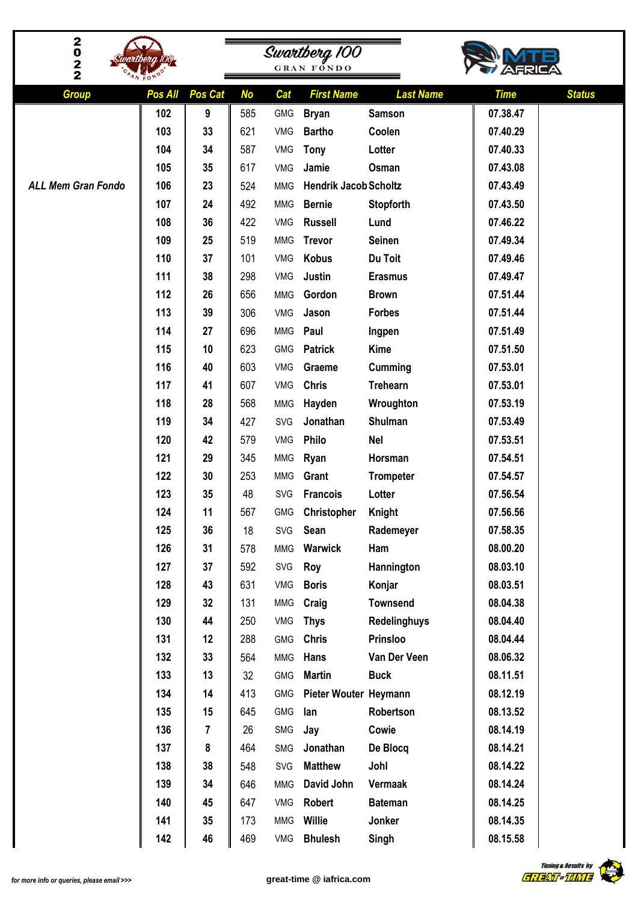# Swartberg 100 GRAN FONDO 2022

| Group | Pos All | Pos Cat | No | Cat | First Name | Last Name | Time | Status |
|---|---|---|---|---|---|---|---|---|
| ALL Mem Gran Fondo | 102 | 9 | 585 | GMG | Bryan | Samson | 07.38.47 | |
| | 103 | 33 | 621 | VMG | Bartho | Coolen | 07.40.29 | |
| | 104 | 34 | 587 | VMG | Tony | Lotter | 07.40.33 | |
| | 105 | 35 | 617 | VMG | Jamie | Osman | 07.43.08 | |
| | 106 | 23 | 524 | MMG | Hendrik Jacob | Scholtz | 07.43.49 | |
| | 107 | 24 | 492 | MMG | Bernie | Stopforth | 07.43.50 | |
| | 108 | 36 | 422 | VMG | Russell | Lund | 07.46.22 | |
| | 109 | 25 | 519 | MMG | Trevor | Seinen | 07.49.34 | |
| | 110 | 37 | 101 | VMG | Kobus | Du Toit | 07.49.46 | |
| | 111 | 38 | 298 | VMG | Justin | Erasmus | 07.49.47 | |
| | 112 | 26 | 656 | MMG | Gordon | Brown | 07.51.44 | |
| | 113 | 39 | 306 | VMG | Jason | Forbes | 07.51.44 | |
| | 114 | 27 | 696 | MMG | Paul | Ingpen | 07.51.49 | |
| | 115 | 10 | 623 | GMG | Patrick | Kime | 07.51.50 | |
| | 116 | 40 | 603 | VMG | Graeme | Cumming | 07.53.01 | |
| | 117 | 41 | 607 | VMG | Chris | Trehearn | 07.53.01 | |
| | 118 | 28 | 568 | MMG | Hayden | Wroughton | 07.53.19 | |
| | 119 | 34 | 427 | SVG | Jonathan | Shulman | 07.53.49 | |
| | 120 | 42 | 579 | VMG | Philo | Nel | 07.53.51 | |
| | 121 | 29 | 345 | MMG | Ryan | Horsman | 07.54.51 | |
| | 122 | 30 | 253 | MMG | Grant | Trompeter | 07.54.57 | |
| | 123 | 35 | 48 | SVG | Francois | Lotter | 07.56.54 | |
| | 124 | 11 | 567 | GMG | Christopher | Knight | 07.56.56 | |
| | 125 | 36 | 18 | SVG | Sean | Rademeyer | 07.58.35 | |
| | 126 | 31 | 578 | MMG | Warwick | Ham | 08.00.20 | |
| | 127 | 37 | 592 | SVG | Roy | Hannington | 08.03.10 | |
| | 128 | 43 | 631 | VMG | Boris | Konjar | 08.03.51 | |
| | 129 | 32 | 131 | MMG | Craig | Townsend | 08.04.38 | |
| | 130 | 44 | 250 | VMG | Thys | Redelinghuys | 08.04.40 | |
| | 131 | 12 | 288 | GMG | Chris | Prinsloo | 08.04.44 | |
| | 132 | 33 | 564 | MMG | Hans | Van Der Veen | 08.06.32 | |
| | 133 | 13 | 32 | GMG | Martin | Buck | 08.11.51 | |
| | 134 | 14 | 413 | GMG | Pieter Wouter | Heymann | 08.12.19 | |
| | 135 | 15 | 645 | GMG | Ian | Robertson | 08.13.52 | |
| | 136 | 7 | 26 | SMG | Jay | Cowie | 08.14.19 | |
| | 137 | 8 | 464 | SMG | Jonathan | De Blocq | 08.14.21 | |
| | 138 | 38 | 548 | SVG | Matthew | Johl | 08.14.22 | |
| | 139 | 34 | 646 | MMG | David John | Vermaak | 08.14.24 | |
| | 140 | 45 | 647 | VMG | Robert | Bateman | 08.14.25 | |
| | 141 | 35 | 173 | MMG | Willie | Jonker | 08.14.35 | |
| | 142 | 46 | 469 | VMG | Bhulesh | Singh | 08.15.58 | |

for more info or queries, please email >>> great-time @ iafrica.com

Timing & Results by GREAT-TIME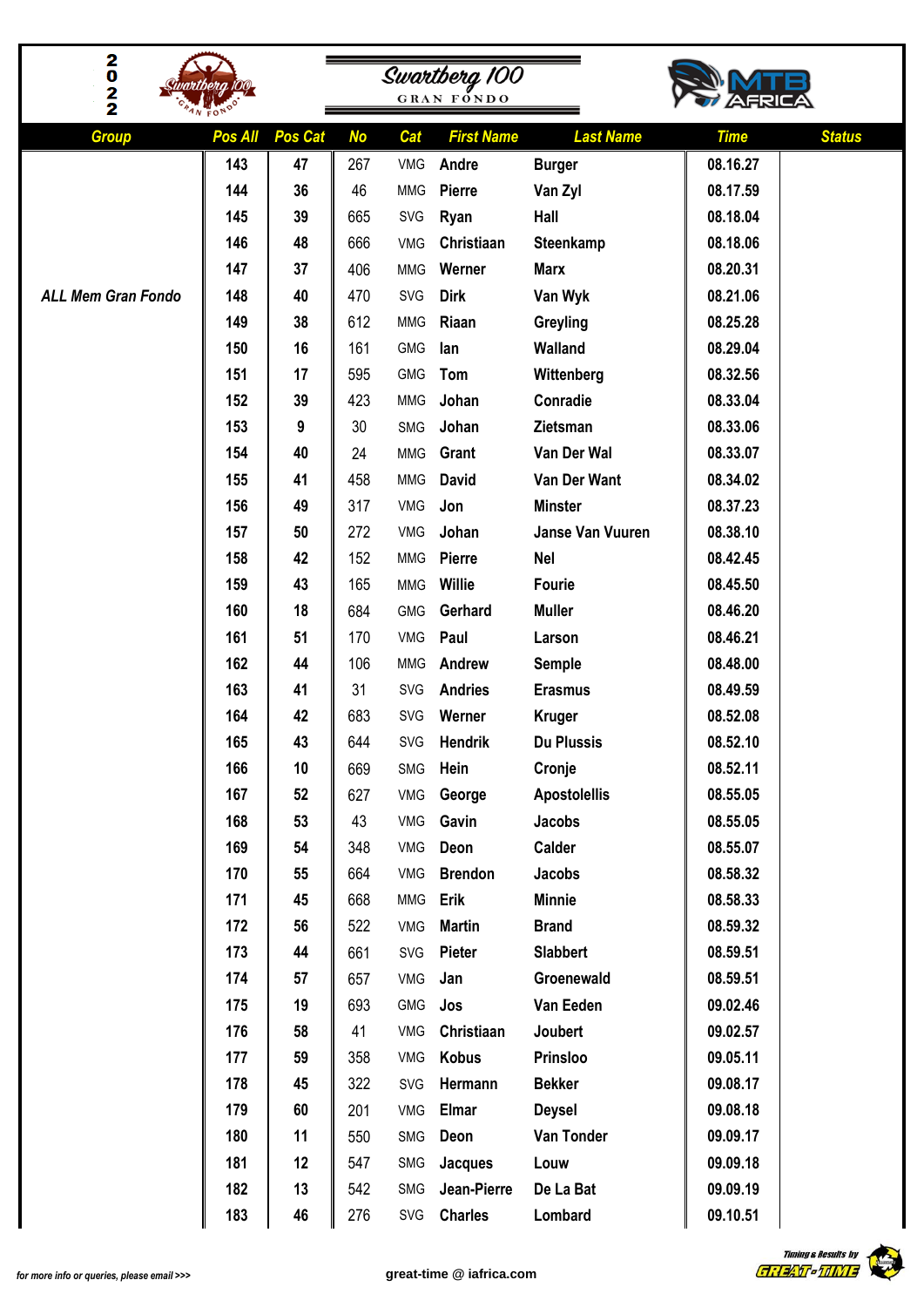# Swartberg 100 GRAN FONDO 2022

| Group | Pos All | Pos Cat | No | Cat | First Name | Last Name | Time | Status |
|---|---|---|---|---|---|---|---|---|
| ALL Mem Gran Fondo | 143 | 47 | 267 | VMG | Andre | Burger | 08.16.27 | |
| | 144 | 36 | 46 | MMG | Pierre | Van Zyl | 08.17.59 | |
| | 145 | 39 | 665 | SVG | Ryan | Hall | 08.18.04 | |
| | 146 | 48 | 666 | VMG | Christiaan | Steenkamp | 08.18.06 | |
| | 147 | 37 | 406 | MMG | Werner | Marx | 08.20.31 | |
| | 148 | 40 | 470 | SVG | Dirk | Van Wyk | 08.21.06 | |
| | 149 | 38 | 612 | MMG | Riaan | Greyling | 08.25.28 | |
| | 150 | 16 | 161 | GMG | Ian | Walland | 08.29.04 | |
| | 151 | 17 | 595 | GMG | Tom | Wittenberg | 08.32.56 | |
| | 152 | 39 | 423 | MMG | Johan | Conradie | 08.33.04 | |
| | 153 | 9 | 30 | SMG | Johan | Zietsman | 08.33.06 | |
| | 154 | 40 | 24 | MMG | Grant | Van Der Wal | 08.33.07 | |
| | 155 | 41 | 458 | MMG | David | Van Der Want | 08.34.02 | |
| | 156 | 49 | 317 | VMG | Jon | Minster | 08.37.23 | |
| | 157 | 50 | 272 | VMG | Johan | Janse Van Vuuren | 08.38.10 | |
| | 158 | 42 | 152 | MMG | Pierre | Nel | 08.42.45 | |
| | 159 | 43 | 165 | MMG | Willie | Fourie | 08.45.50 | |
| | 160 | 18 | 684 | GMG | Gerhard | Muller | 08.46.20 | |
| | 161 | 51 | 170 | VMG | Paul | Larson | 08.46.21 | |
| | 162 | 44 | 106 | MMG | Andrew | Semple | 08.48.00 | |
| | 163 | 41 | 31 | SVG | Andries | Erasmus | 08.49.59 | |
| | 164 | 42 | 683 | SVG | Werner | Kruger | 08.52.08 | |
| | 165 | 43 | 644 | SVG | Hendrik | Du Plussis | 08.52.10 | |
| | 166 | 10 | 669 | SMG | Hein | Cronje | 08.52.11 | |
| | 167 | 52 | 627 | VMG | George | Apostolellis | 08.55.05 | |
| | 168 | 53 | 43 | VMG | Gavin | Jacobs | 08.55.05 | |
| | 169 | 54 | 348 | VMG | Deon | Calder | 08.55.07 | |
| | 170 | 55 | 664 | VMG | Brendon | Jacobs | 08.58.32 | |
| | 171 | 45 | 668 | MMG | Erik | Minnie | 08.58.33 | |
| | 172 | 56 | 522 | VMG | Martin | Brand | 08.59.32 | |
| | 173 | 44 | 661 | SVG | Pieter | Slabbert | 08.59.51 | |
| | 174 | 57 | 657 | VMG | Jan | Groenewald | 08.59.51 | |
| | 175 | 19 | 693 | GMG | Jos | Van Eeden | 09.02.46 | |
| | 176 | 58 | 41 | VMG | Christiaan | Joubert | 09.02.57 | |
| | 177 | 59 | 358 | VMG | Kobus | Prinsloo | 09.05.11 | |
| | 178 | 45 | 322 | SVG | Hermann | Bekker | 09.08.17 | |
| | 179 | 60 | 201 | VMG | Elmar | Deysel | 09.08.18 | |
| | 180 | 11 | 550 | SMG | Deon | Van Tonder | 09.09.17 | |
| | 181 | 12 | 547 | SMG | Jacques | Louw | 09.09.18 | |
| | 182 | 13 | 542 | SMG | Jean-Pierre | De La Bat | 09.09.19 | |
| | 183 | 46 | 276 | SVG | Charles | Lombard | 09.10.51 | |

for more info or queries, please email >>> great-time @ iafrica.com

Timing & Results by GREAT-TIME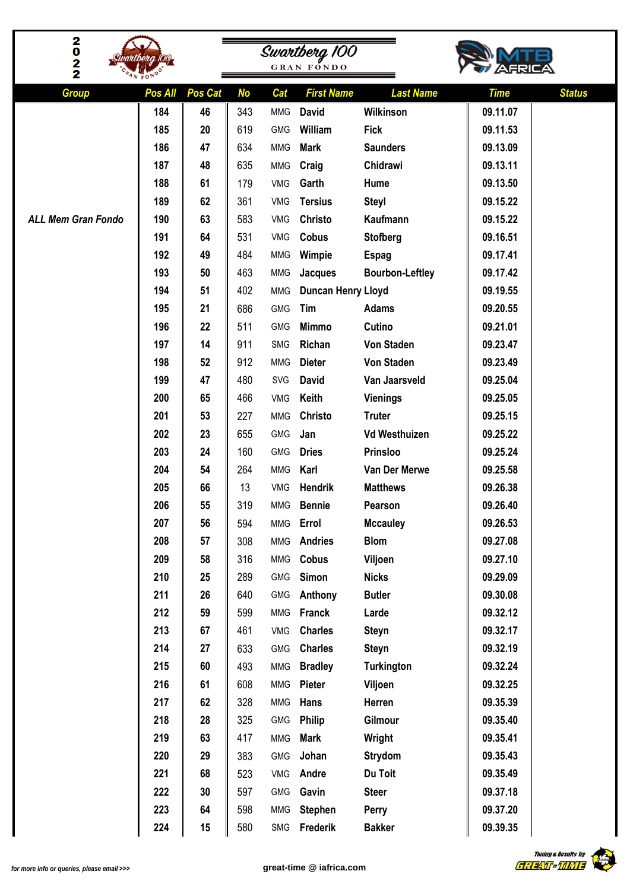# Swartberg 100 GRAN FONDO

2022

| Group | Pos All | Pos Cat | No | Cat | First Name | Last Name | Time | Status |
|---|---|---|---|---|---|---|---|---|
| ALL Mem Gran Fondo | 184 | 46 | 343 | MMG | David | Wilkinson | 09.11.07 | |
| | 185 | 20 | 619 | GMG | William | Fick | 09.11.53 | |
| | 186 | 47 | 634 | MMG | Mark | Saunders | 09.13.09 | |
| | 187 | 48 | 635 | MMG | Craig | Chidrawi | 09.13.11 | |
| | 188 | 61 | 179 | VMG | Garth | Hume | 09.13.50 | |
| | 189 | 62 | 361 | VMG | Tersius | Steyl | 09.15.22 | |
| | 190 | 63 | 583 | VMG | Christo | Kaufmann | 09.15.22 | |
| | 191 | 64 | 531 | VMG | Cobus | Stofberg | 09.16.51 | |
| | 192 | 49 | 484 | MMG | Wimpie | Espag | 09.17.41 | |
| | 193 | 50 | 463 | MMG | Jacques | Bourbon-Leftley | 09.17.42 | |
| | 194 | 51 | 402 | MMG | Duncan Henry | Lloyd | 09.19.55 | |
| | 195 | 21 | 686 | GMG | Tim | Adams | 09.20.55 | |
| | 196 | 22 | 511 | GMG | Mimmo | Cutino | 09.21.01 | |
| | 197 | 14 | 911 | SMG | Richan | Von Staden | 09.23.47 | |
| | 198 | 52 | 912 | MMG | Dieter | Von Staden | 09.23.49 | |
| | 199 | 47 | 480 | SVG | David | Van Jaarsveld | 09.25.04 | |
| | 200 | 65 | 466 | VMG | Keith | Vienings | 09.25.05 | |
| | 201 | 53 | 227 | MMG | Christo | Truter | 09.25.15 | |
| | 202 | 23 | 655 | GMG | Jan | Vd Westhuizen | 09.25.22 | |
| | 203 | 24 | 160 | GMG | Dries | Prinsloo | 09.25.24 | |
| | 204 | 54 | 264 | MMG | Karl | Van Der Merwe | 09.25.58 | |
| | 205 | 66 | 13 | VMG | Hendrik | Matthews | 09.26.38 | |
| | 206 | 55 | 319 | MMG | Bennie | Pearson | 09.26.40 | |
| | 207 | 56 | 594 | MMG | Errol | Mccauley | 09.26.53 | |
| | 208 | 57 | 308 | MMG | Andries | Blom | 09.27.08 | |
| | 209 | 58 | 316 | MMG | Cobus | Viljoen | 09.27.10 | |
| | 210 | 25 | 289 | GMG | Simon | Nicks | 09.29.09 | |
| | 211 | 26 | 640 | GMG | Anthony | Butler | 09.30.08 | |
| | 212 | 59 | 599 | MMG | Franck | Larde | 09.32.12 | |
| | 213 | 67 | 461 | VMG | Charles | Steyn | 09.32.17 | |
| | 214 | 27 | 633 | GMG | Charles | Steyn | 09.32.19 | |
| | 215 | 60 | 493 | MMG | Bradley | Turkington | 09.32.24 | |
| | 216 | 61 | 608 | MMG | Pieter | Viljoen | 09.32.25 | |
| | 217 | 62 | 328 | MMG | Hans | Herren | 09.35.39 | |
| | 218 | 28 | 325 | GMG | Philip | Gilmour | 09.35.40 | |
| | 219 | 63 | 417 | MMG | Mark | Wright | 09.35.41 | |
| | 220 | 29 | 383 | GMG | Johan | Strydom | 09.35.43 | |
| | 221 | 68 | 523 | VMG | Andre | Du Toit | 09.35.49 | |
| | 222 | 30 | 597 | GMG | Gavin | Steer | 09.37.18 | |
| | 223 | 64 | 598 | MMG | Stephen | Perry | 09.37.20 | |
| | 224 | 15 | 580 | SMG | Frederik | Bakker | 09.39.35 | |

for more info or queries, please email >>> great-time @ iafrica.com

Timing & Results by GREAT-TIME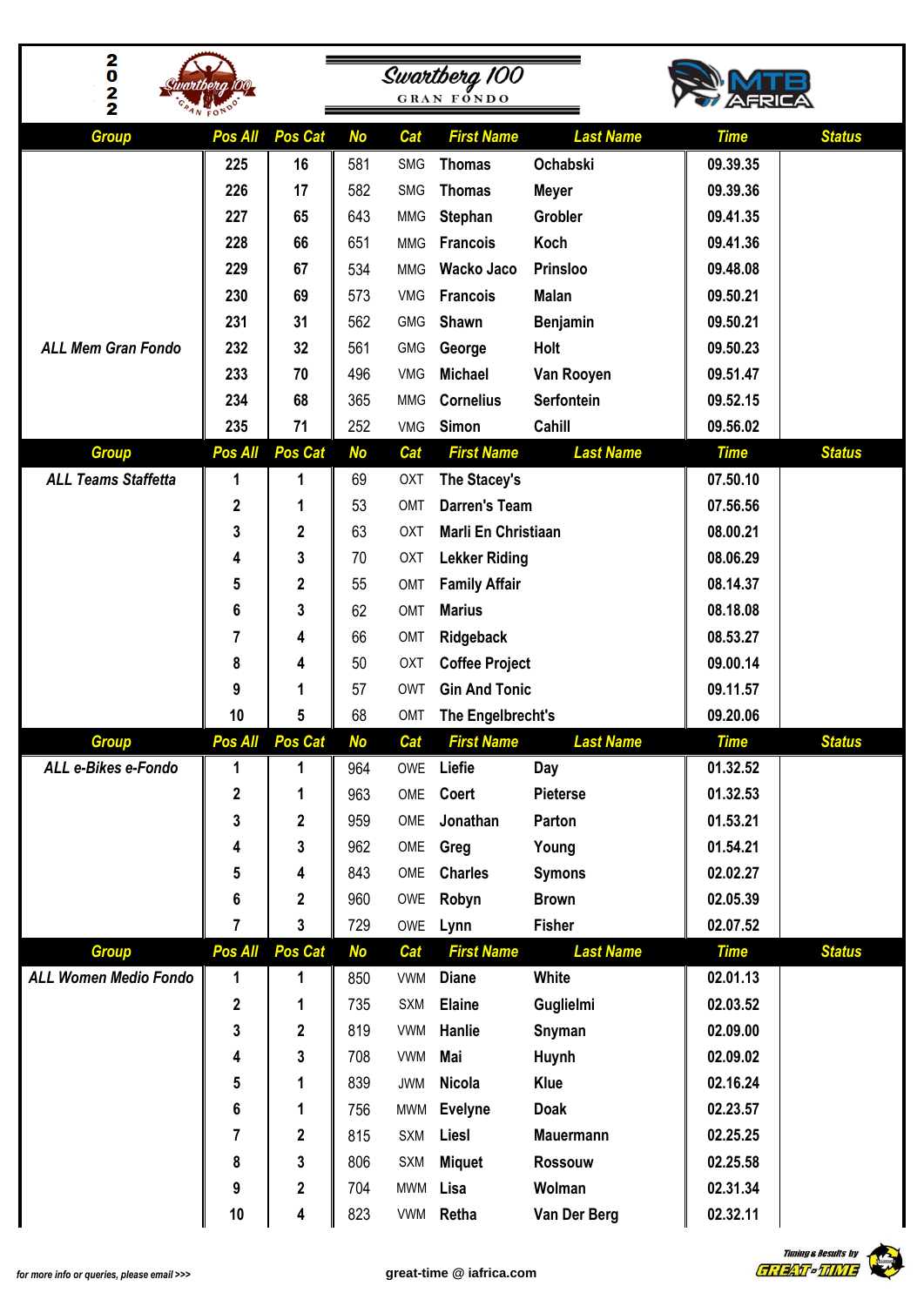# Swartberg 100 Gran Fondo 2022

| Group | Pos All | Pos Cat | No | Cat | First Name | Last Name | Time | Status |
|---|---|---|---|---|---|---|---|---|
| ALL Mem Gran Fondo | 225 | 16 | 581 | SMG | Thomas | Ochabski | 09.39.35 | |
| | 226 | 17 | 582 | SMG | Thomas | Meyer | 09.39.36 | |
| | 227 | 65 | 643 | MMG | Stephan | Grobler | 09.41.35 | |
| | 228 | 66 | 651 | MMG | Francois | Koch | 09.41.36 | |
| | 229 | 67 | 534 | MMG | Wacko Jaco | Prinsloo | 09.48.08 | |
| | 230 | 69 | 573 | VMG | Francois | Malan | 09.50.21 | |
| | 231 | 31 | 562 | GMG | Shawn | Benjamin | 09.50.21 | |
| | 232 | 32 | 561 | GMG | George | Holt | 09.50.23 | |
| | 233 | 70 | 496 | VMG | Michael | Van Rooyen | 09.51.47 | |
| | 234 | 68 | 365 | MMG | Cornelius | Serfontein | 09.52.15 | |
| | 235 | 71 | 252 | VMG | Simon | Cahill | 09.56.02 | |

| Group | Pos All | Pos Cat | No | Cat | First Name | Last Name | Time | Status |
|---|---|---|---|---|---|---|---|---|
| ALL Teams Staffetta | 1 | 1 | 69 | OXT | The Stacey's | | 07.50.10 | |
| | 2 | 1 | 53 | OMT | Darren's Team | | 07.56.56 | |
| | 3 | 2 | 63 | OXT | Marli En Christiaan | | 08.00.21 | |
| | 4 | 3 | 70 | OXT | Lekker Riding | | 08.06.29 | |
| | 5 | 2 | 55 | OMT | Family Affair | | 08.14.37 | |
| | 6 | 3 | 62 | OMT | Marius | | 08.18.08 | |
| | 7 | 4 | 66 | OMT | Ridgeback | | 08.53.27 | |
| | 8 | 4 | 50 | OXT | Coffee Project | | 09.00.14 | |
| | 9 | 1 | 57 | OWT | Gin And Tonic | | 09.11.57 | |
| | 10 | 5 | 68 | OMT | The Engelbrecht's | | 09.20.06 | |

| Group | Pos All | Pos Cat | No | Cat | First Name | Last Name | Time | Status |
|---|---|---|---|---|---|---|---|---|
| ALL e-Bikes e-Fondo | 1 | 1 | 964 | OWE | Liefie | Day | 01.32.52 | |
| | 2 | 1 | 963 | OME | Coert | Pieterse | 01.32.53 | |
| | 3 | 2 | 959 | OME | Jonathan | Parton | 01.53.21 | |
| | 4 | 3 | 962 | OME | Greg | Young | 01.54.21 | |
| | 5 | 4 | 843 | OME | Charles | Symons | 02.02.27 | |
| | 6 | 2 | 960 | OWE | Robyn | Brown | 02.05.39 | |
| | 7 | 3 | 729 | OWE | Lynn | Fisher | 02.07.52 | |

| Group | Pos All | Pos Cat | No | Cat | First Name | Last Name | Time | Status |
|---|---|---|---|---|---|---|---|---|
| ALL Women Medio Fondo | 1 | 1 | 850 | VWM | Diane | White | 02.01.13 | |
| | 2 | 1 | 735 | SXM | Elaine | Guglielmi | 02.03.52 | |
| | 3 | 2 | 819 | VWM | Hanlie | Snyman | 02.09.00 | |
| | 4 | 3 | 708 | VWM | Mai | Huynh | 02.09.02 | |
| | 5 | 1 | 839 | JWM | Nicola | Klue | 02.16.24 | |
| | 6 | 1 | 756 | MWM | Evelyne | Doak | 02.23.57 | |
| | 7 | 2 | 815 | SXM | Liesl | Mauermann | 02.25.25 | |
| | 8 | 3 | 806 | SXM | Miquet | Rossouw | 02.25.58 | |
| | 9 | 2 | 704 | MWM | Lisa | Wolman | 02.31.34 | |
| | 10 | 4 | 823 | VWM | Retha | Van Der Berg | 02.32.11 | |

for more info or queries, please email >>> great-time @ iafrica.com

Timing & Results by GREAT-TIME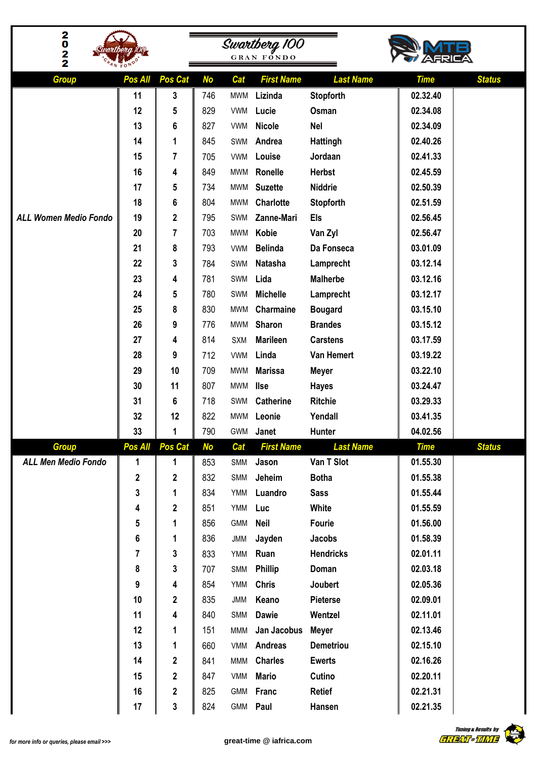# 2022 Swartberg 100 GRAN FONDO

| Group | Pos All | Pos Cat | No | Cat | First Name | Last Name | Time | Status |
|---|---|---|---|---|---|---|---|---|
| ALL Women Medio Fondo | 11 | 3 | 746 | MWM | Lizinda | Stopforth | 02.32.40 | |
| | 12 | 5 | 829 | VWM | Lucie | Osman | 02.34.08 | |
| | 13 | 6 | 827 | VWM | Nicole | Nel | 02.34.09 | |
| | 14 | 1 | 845 | SWM | Andrea | Hattingh | 02.40.26 | |
| | 15 | 7 | 705 | VWM | Louise | Jordaan | 02.41.33 | |
| | 16 | 4 | 849 | MWM | Ronelle | Herbst | 02.45.59 | |
| | 17 | 5 | 734 | MWM | Suzette | Niddrie | 02.50.39 | |
| | 18 | 6 | 804 | MWM | Charlotte | Stopforth | 02.51.59 | |
| | 19 | 2 | 795 | SWM | Zanne-Mari | Els | 02.56.45 | |
| | 20 | 7 | 703 | MWM | Kobie | Van Zyl | 02.56.47 | |
| | 21 | 8 | 793 | VWM | Belinda | Da Fonseca | 03.01.09 | |
| | 22 | 3 | 784 | SWM | Natasha | Lamprecht | 03.12.14 | |
| | 23 | 4 | 781 | SWM | Lida | Malherbe | 03.12.16 | |
| | 24 | 5 | 780 | SWM | Michelle | Lamprecht | 03.12.17 | |
| | 25 | 8 | 830 | MWM | Charmaine | Bougard | 03.15.10 | |
| | 26 | 9 | 776 | MWM | Sharon | Brandes | 03.15.12 | |
| | 27 | 4 | 814 | SXM | Marileen | Carstens | 03.17.59 | |
| | 28 | 9 | 712 | VWM | Linda | Van Hemert | 03.19.22 | |
| | 29 | 10 | 709 | MWM | Marissa | Meyer | 03.22.10 | |
| | 30 | 11 | 807 | MWM | Ilse | Hayes | 03.24.47 | |
| | 31 | 6 | 718 | SWM | Catherine | Ritchie | 03.29.33 | |
| | 32 | 12 | 822 | MWM | Leonie | Yendall | 03.41.35 | |
| | 33 | 1 | 790 | GWM | Janet | Hunter | 04.02.56 | |

| Group | Pos All | Pos Cat | No | Cat | First Name | Last Name | Time | Status |
|---|---|---|---|---|---|---|---|---|
| ALL Men Medio Fondo | 1 | 1 | 853 | SMM | Jason | Van T Slot | 01.55.30 | |
| | 2 | 2 | 832 | SMM | Jeheim | Botha | 01.55.38 | |
| | 3 | 1 | 834 | YMM | Luandro | Sass | 01.55.44 | |
| | 4 | 2 | 851 | YMM | Luc | White | 01.55.59 | |
| | 5 | 1 | 856 | GMM | Neil | Fourie | 01.56.00 | |
| | 6 | 1 | 836 | JMM | Jayden | Jacobs | 01.58.39 | |
| | 7 | 3 | 833 | YMM | Ruan | Hendricks | 02.01.11 | |
| | 8 | 3 | 707 | SMM | Phillip | Doman | 02.03.18 | |
| | 9 | 4 | 854 | YMM | Chris | Joubert | 02.05.36 | |
| | 10 | 2 | 835 | JMM | Keano | Pieterse | 02.09.01 | |
| | 11 | 4 | 840 | SMM | Dawie | Wentzel | 02.11.01 | |
| | 12 | 1 | 151 | MMM | Jan Jacobus | Meyer | 02.13.46 | |
| | 13 | 1 | 660 | VMM | Andreas | Demetriou | 02.15.10 | |
| | 14 | 2 | 841 | MMM | Charles | Ewerts | 02.16.26 | |
| | 15 | 2 | 847 | VMM | Mario | Cutino | 02.20.11 | |
| | 16 | 2 | 825 | GMM | Franc | Retief | 02.21.31 | |
| | 17 | 3 | 824 | GMM | Paul | Hansen | 02.21.35 | |

for more info or queries, please email >>> great-time @ iafrica.com

Timing & Results by GREAT-TIME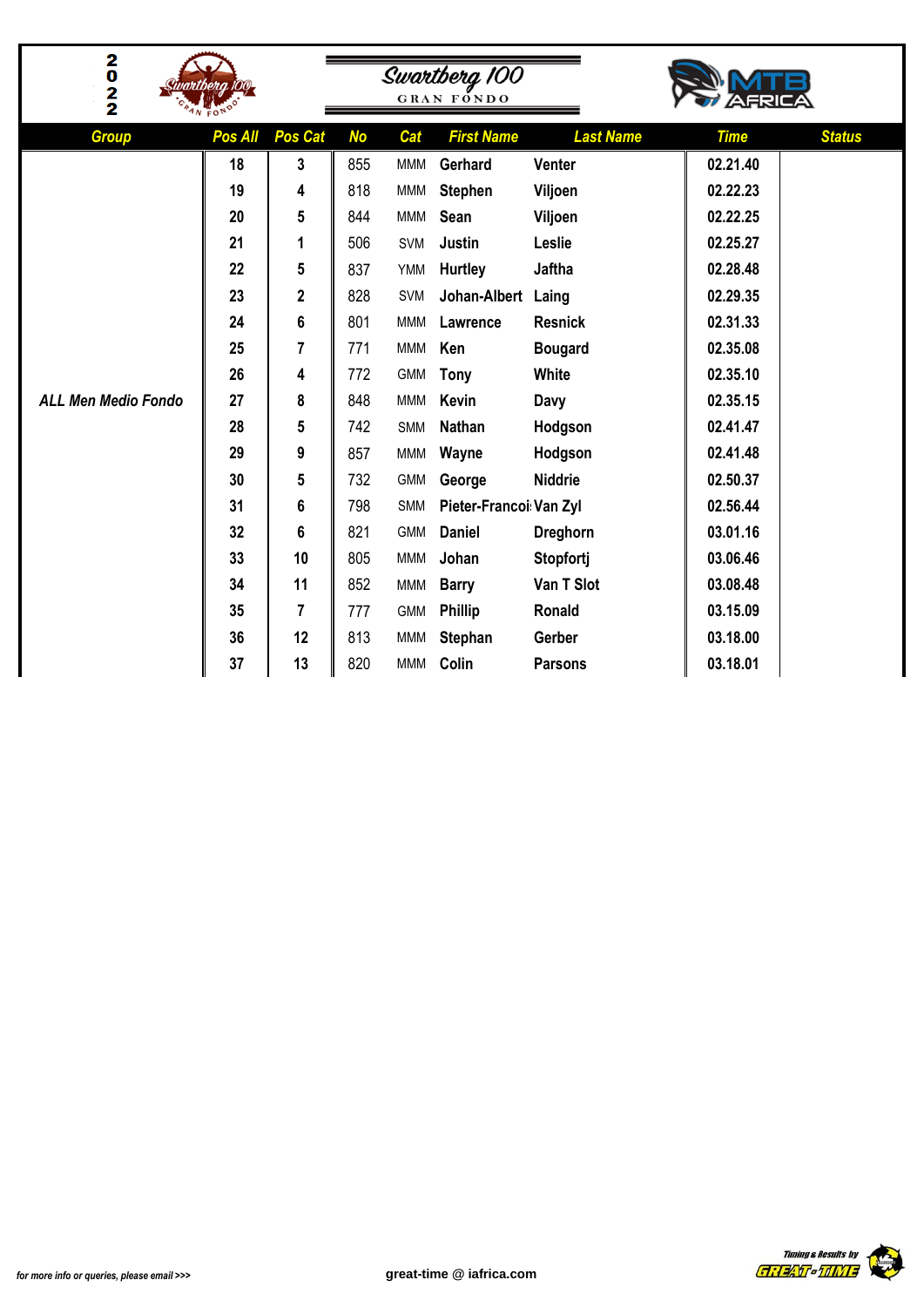2022 Swartberg 100 Gran Fondo — MTB Africa

| Group | Pos All | Pos Cat | No | Cat | First Name | Last Name | Time | Status |
|---|---|---|---|---|---|---|---|---|
| ALL Men Medio Fondo | 18 | 3 | 855 | MMM | Gerhard | Venter | 02.21.40 | |
| | 19 | 4 | 818 | MMM | Stephen | Viljoen | 02.22.23 | |
| | 20 | 5 | 844 | MMM | Sean | Viljoen | 02.22.25 | |
| | 21 | 1 | 506 | SVM | Justin | Leslie | 02.25.27 | |
| | 22 | 5 | 837 | YMM | Hurtley | Jaftha | 02.28.48 | |
| | 23 | 2 | 828 | SVM | Johan-Albert | Laing | 02.29.35 | |
| | 24 | 6 | 801 | MMM | Lawrence | Resnick | 02.31.33 | |
| | 25 | 7 | 771 | MMM | Ken | Bougard | 02.35.08 | |
| | 26 | 4 | 772 | GMM | Tony | White | 02.35.10 | |
| | 27 | 8 | 848 | MMM | Kevin | Davy | 02.35.15 | |
| | 28 | 5 | 742 | SMM | Nathan | Hodgson | 02.41.47 | |
| | 29 | 9 | 857 | MMM | Wayne | Hodgson | 02.41.48 | |
| | 30 | 5 | 732 | GMM | George | Niddrie | 02.50.37 | |
| | 31 | 6 | 798 | SMM | Pieter-Francoi | Van Zyl | 02.56.44 | |
| | 32 | 6 | 821 | GMM | Daniel | Dreghorn | 03.01.16 | |
| | 33 | 10 | 805 | MMM | Johan | Stopfortj | 03.06.46 | |
| | 34 | 11 | 852 | MMM | Barry | Van T Slot | 03.08.48 | |
| | 35 | 7 | 777 | GMM | Phillip | Ronald | 03.15.09 | |
| | 36 | 12 | 813 | MMM | Stephan | Gerber | 03.18.00 | |
| | 37 | 13 | 820 | MMM | Colin | Parsons | 03.18.01 | |

*for more info or queries, please email >>>* great-time @ iafrica.com

*Timing & Results by* GREAT-TIME